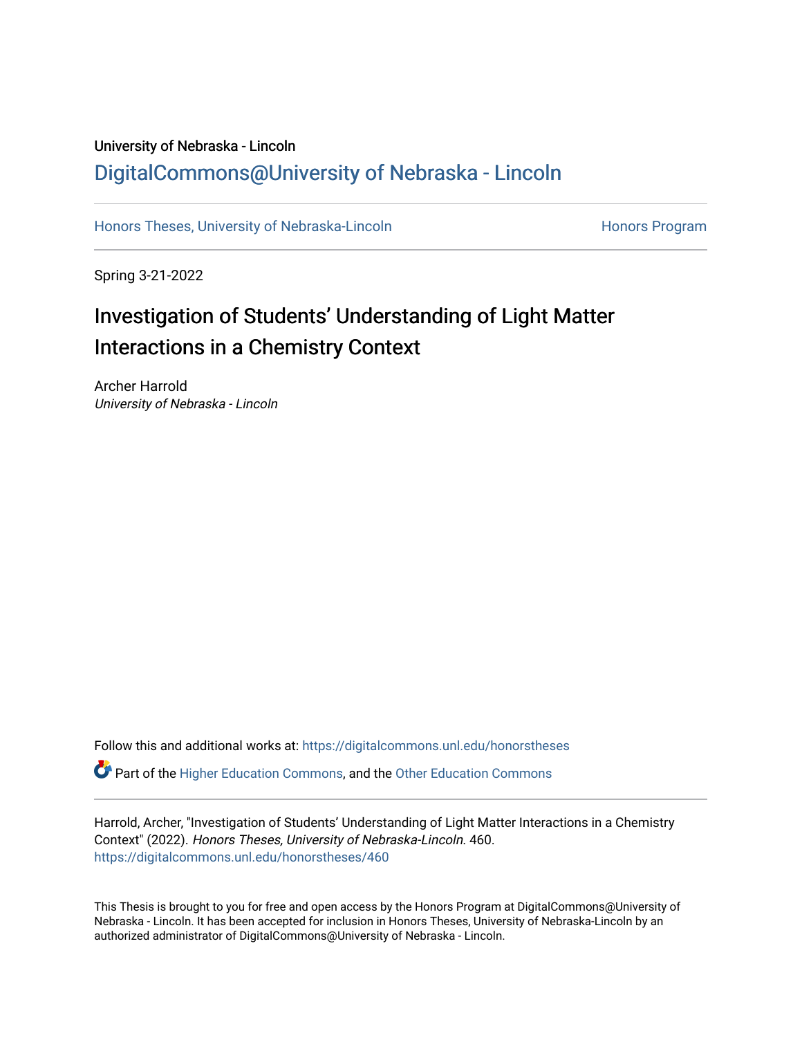University of Nebraska - Lincoln

DigitalCommons@University of Nebraska - Lincoln

Honors Theses, University of Nebraska-Lincoln | Honors Program

Spring 3-21-2022

# Investigation of Students’ Understanding of Light Matter Interactions in a Chemistry Context

Archer Harrold
*University of Nebraska - Lincoln*

Follow this and additional works at: https://digitalcommons.unl.edu/honorstheses

Part of the Higher Education Commons, and the Other Education Commons

Harrold, Archer, "Investigation of Students’ Understanding of Light Matter Interactions in a Chemistry Context" (2022). *Honors Theses, University of Nebraska-Lincoln*. 460.
https://digitalcommons.unl.edu/honorstheses/460

This Thesis is brought to you for free and open access by the Honors Program at DigitalCommons@University of Nebraska - Lincoln. It has been accepted for inclusion in Honors Theses, University of Nebraska-Lincoln by an authorized administrator of DigitalCommons@University of Nebraska - Lincoln.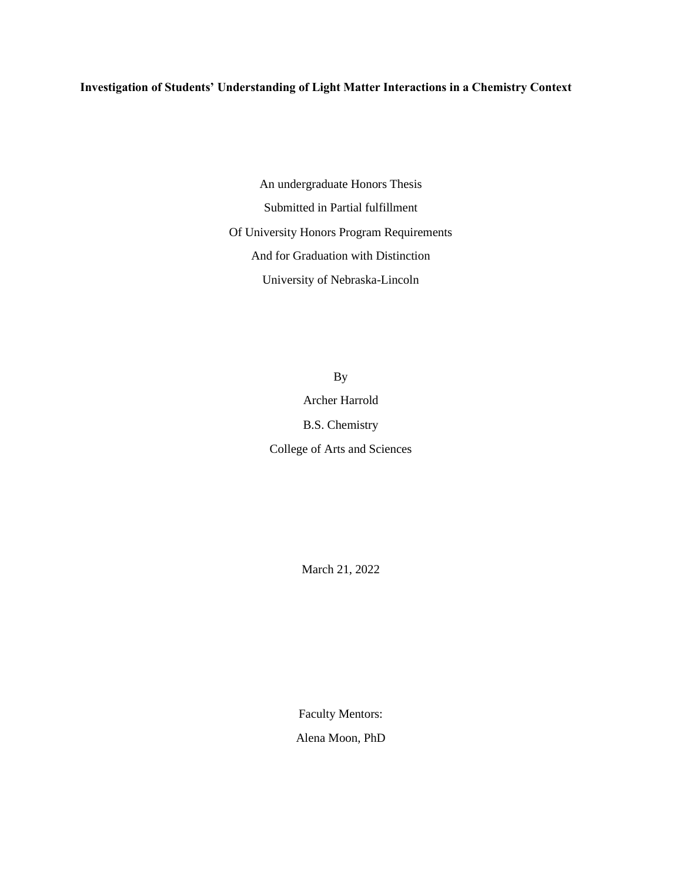**Investigation of Students' Understanding of Light Matter Interactions in a Chemistry Context**

An undergraduate Honors Thesis

Submitted in Partial fulfillment

Of University Honors Program Requirements

And for Graduation with Distinction

University of Nebraska-Lincoln

By

Archer Harrold

B.S. Chemistry

College of Arts and Sciences

March 21, 2022

Faculty Mentors:

Alena Moon, PhD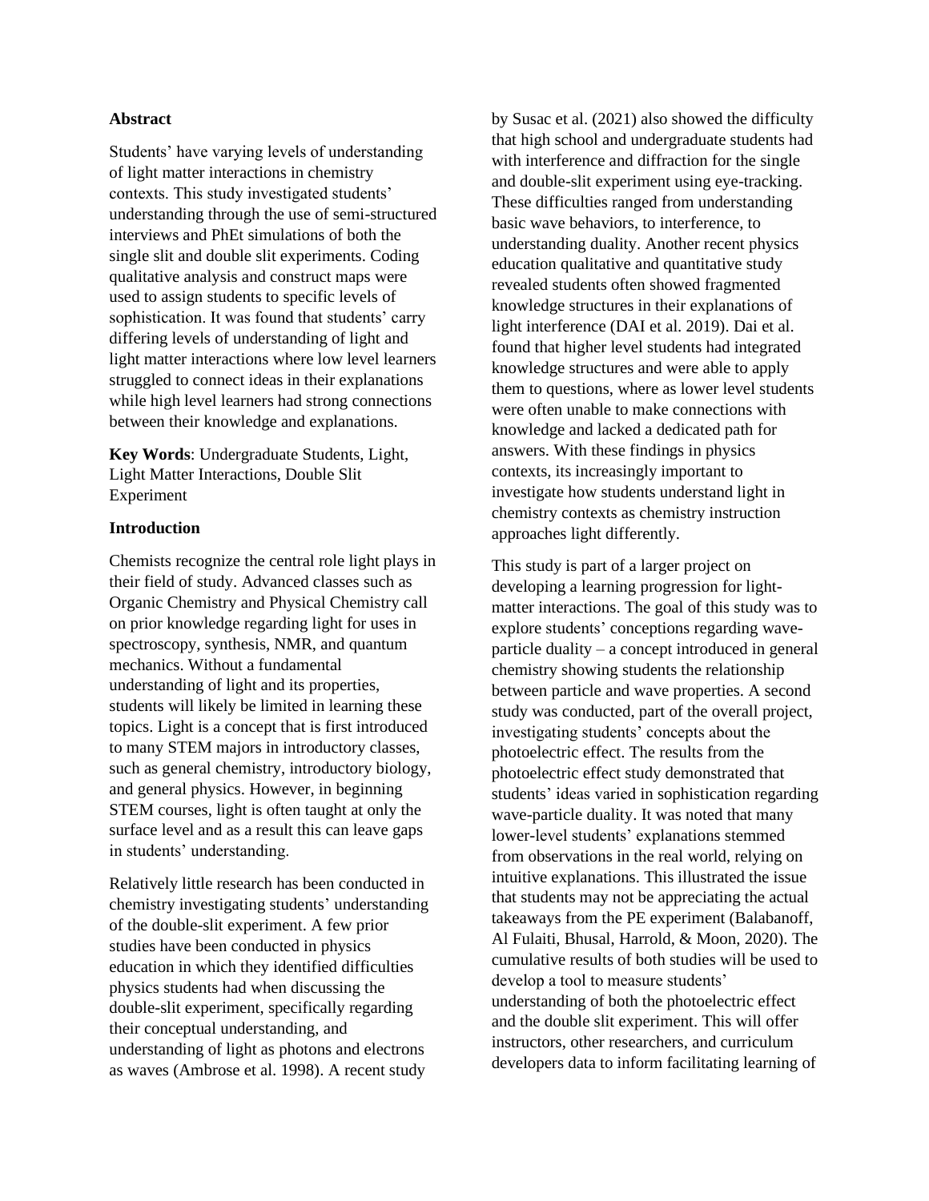**Abstract**

Students' have varying levels of understanding of light matter interactions in chemistry contexts. This study investigated students' understanding through the use of semi-structured interviews and PhEt simulations of both the single slit and double slit experiments. Coding qualitative analysis and construct maps were used to assign students to specific levels of sophistication. It was found that students' carry differing levels of understanding of light and light matter interactions where low level learners struggled to connect ideas in their explanations while high level learners had strong connections between their knowledge and explanations.

**Key Words**: Undergraduate Students, Light, Light Matter Interactions, Double Slit Experiment

**Introduction**

Chemists recognize the central role light plays in their field of study. Advanced classes such as Organic Chemistry and Physical Chemistry call on prior knowledge regarding light for uses in spectroscopy, synthesis, NMR, and quantum mechanics. Without a fundamental understanding of light and its properties, students will likely be limited in learning these topics. Light is a concept that is first introduced to many STEM majors in introductory classes, such as general chemistry, introductory biology, and general physics. However, in beginning STEM courses, light is often taught at only the surface level and as a result this can leave gaps in students' understanding.

Relatively little research has been conducted in chemistry investigating students' understanding of the double-slit experiment. A few prior studies have been conducted in physics education in which they identified difficulties physics students had when discussing the double-slit experiment, specifically regarding their conceptual understanding, and understanding of light as photons and electrons as waves (Ambrose et al. 1998). A recent study by Susac et al. (2021) also showed the difficulty that high school and undergraduate students had with interference and diffraction for the single and double-slit experiment using eye-tracking. These difficulties ranged from understanding basic wave behaviors, to interference, to understanding duality. Another recent physics education qualitative and quantitative study revealed students often showed fragmented knowledge structures in their explanations of light interference (DAI et al. 2019). Dai et al. found that higher level students had integrated knowledge structures and were able to apply them to questions, where as lower level students were often unable to make connections with knowledge and lacked a dedicated path for answers. With these findings in physics contexts, its increasingly important to investigate how students understand light in chemistry contexts as chemistry instruction approaches light differently.

This study is part of a larger project on developing a learning progression for light-matter interactions. The goal of this study was to explore students' conceptions regarding wave-particle duality – a concept introduced in general chemistry showing students the relationship between particle and wave properties. A second study was conducted, part of the overall project, investigating students' concepts about the photoelectric effect. The results from the photoelectric effect study demonstrated that students' ideas varied in sophistication regarding wave-particle duality. It was noted that many lower-level students' explanations stemmed from observations in the real world, relying on intuitive explanations. This illustrated the issue that students may not be appreciating the actual takeaways from the PE experiment (Balabanoff, Al Fulaiti, Bhusal, Harrold, & Moon, 2020). The cumulative results of both studies will be used to develop a tool to measure students' understanding of both the photoelectric effect and the double slit experiment. This will offer instructors, other researchers, and curriculum developers data to inform facilitating learning of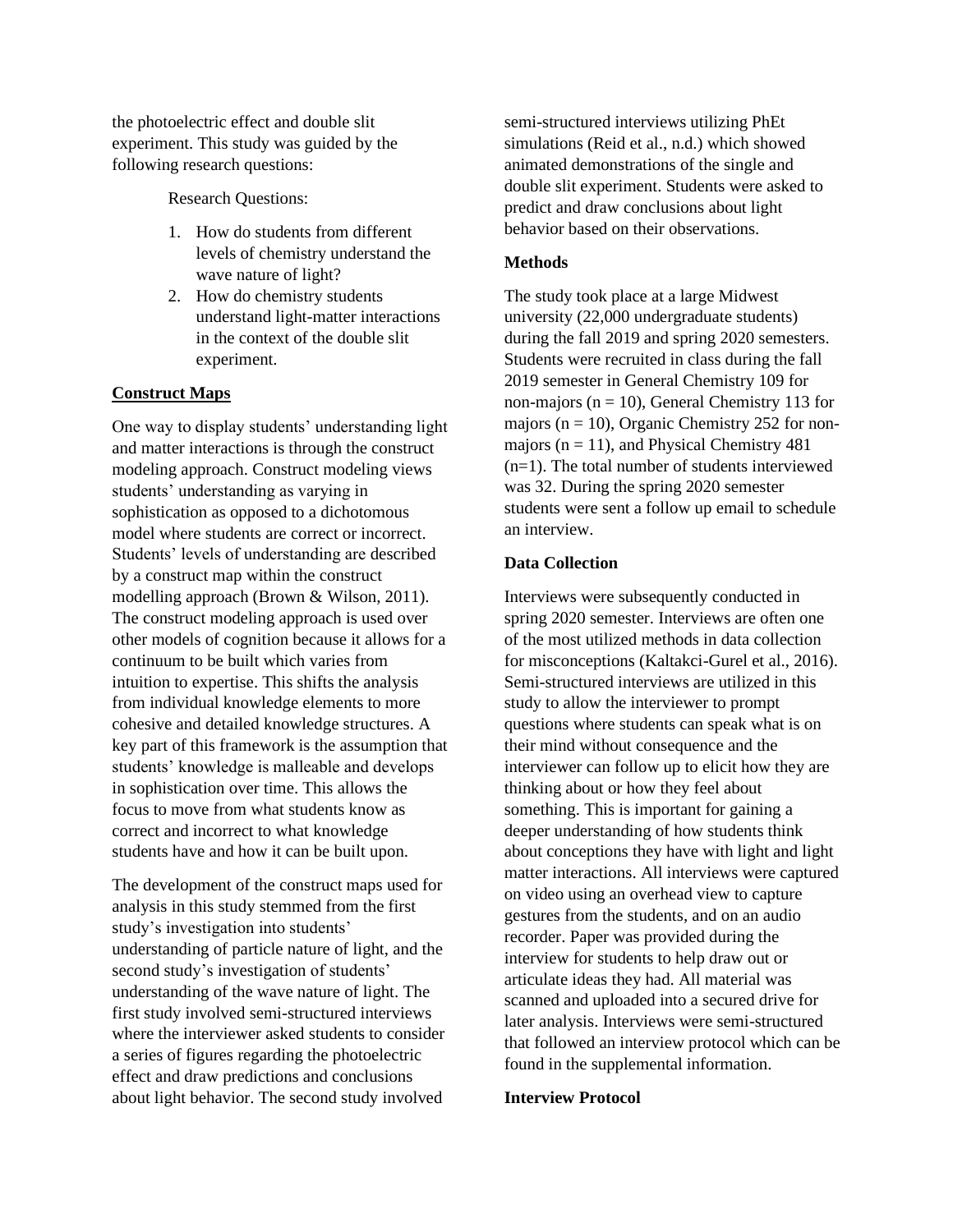the photoelectric effect and double slit experiment. This study was guided by the following research questions:

Research Questions:

1. How do students from different levels of chemistry understand the wave nature of light?
2. How do chemistry students understand light-matter interactions in the context of the double slit experiment.

## Construct Maps

One way to display students' understanding light and matter interactions is through the construct modeling approach. Construct modeling views students' understanding as varying in sophistication as opposed to a dichotomous model where students are correct or incorrect. Students' levels of understanding are described by a construct map within the construct modelling approach (Brown & Wilson, 2011). The construct modeling approach is used over other models of cognition because it allows for a continuum to be built which varies from intuition to expertise. This shifts the analysis from individual knowledge elements to more cohesive and detailed knowledge structures. A key part of this framework is the assumption that students' knowledge is malleable and develops in sophistication over time. This allows the focus to move from what students know as correct and incorrect to what knowledge students have and how it can be built upon.

The development of the construct maps used for analysis in this study stemmed from the first study's investigation into students' understanding of particle nature of light, and the second study's investigation of students' understanding of the wave nature of light. The first study involved semi-structured interviews where the interviewer asked students to consider a series of figures regarding the photoelectric effect and draw predictions and conclusions about light behavior. The second study involved semi-structured interviews utilizing PhEt simulations (Reid et al., n.d.) which showed animated demonstrations of the single and double slit experiment. Students were asked to predict and draw conclusions about light behavior based on their observations.

**Methods**

The study took place at a large Midwest university (22,000 undergraduate students) during the fall 2019 and spring 2020 semesters. Students were recruited in class during the fall 2019 semester in General Chemistry 109 for non-majors (n = 10), General Chemistry 113 for majors (n = 10), Organic Chemistry 252 for non-majors (n = 11), and Physical Chemistry 481 (n=1). The total number of students interviewed was 32. During the spring 2020 semester students were sent a follow up email to schedule an interview.

**Data Collection**

Interviews were subsequently conducted in spring 2020 semester. Interviews are often one of the most utilized methods in data collection for misconceptions (Kaltakci-Gurel et al., 2016). Semi-structured interviews are utilized in this study to allow the interviewer to prompt questions where students can speak what is on their mind without consequence and the interviewer can follow up to elicit how they are thinking about or how they feel about something. This is important for gaining a deeper understanding of how students think about conceptions they have with light and light matter interactions. All interviews were captured on video using an overhead view to capture gestures from the students, and on an audio recorder. Paper was provided during the interview for students to help draw out or articulate ideas they had. All material was scanned and uploaded into a secured drive for later analysis. Interviews were semi-structured that followed an interview protocol which can be found in the supplemental information.

**Interview Protocol**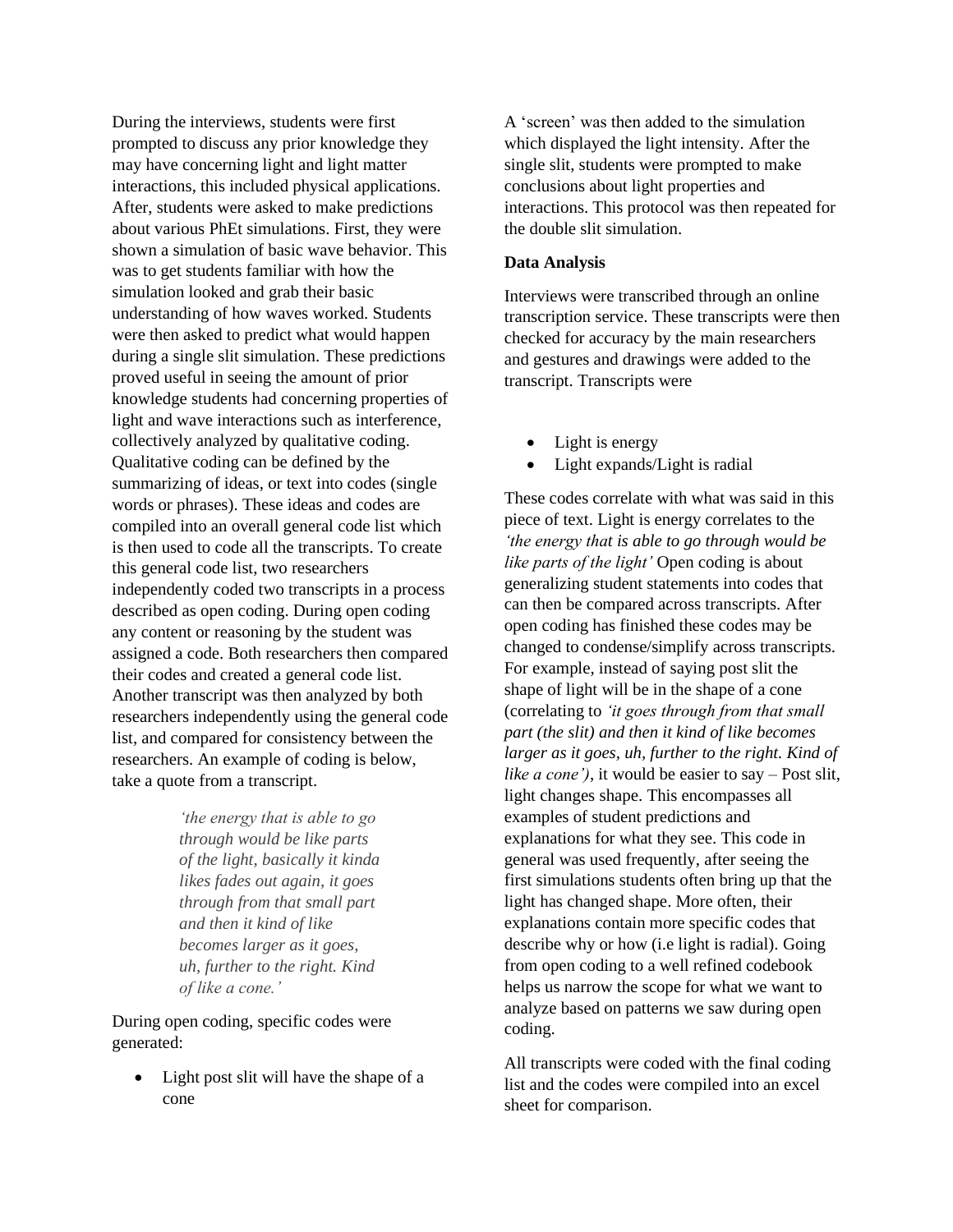During the interviews, students were first prompted to discuss any prior knowledge they may have concerning light and light matter interactions, this included physical applications. After, students were asked to make predictions about various PhEt simulations. First, they were shown a simulation of basic wave behavior. This was to get students familiar with how the simulation looked and grab their basic understanding of how waves worked. Students were then asked to predict what would happen during a single slit simulation. These predictions proved useful in seeing the amount of prior knowledge students had concerning properties of light and wave interactions such as interference, collectively analyzed by qualitative coding. Qualitative coding can be defined by the summarizing of ideas, or text into codes (single words or phrases). These ideas and codes are compiled into an overall general code list which is then used to code all the transcripts. To create this general code list, two researchers independently coded two transcripts in a process described as open coding. During open coding any content or reasoning by the student was assigned a code. Both researchers then compared their codes and created a general code list. Another transcript was then analyzed by both researchers independently using the general code list, and compared for consistency between the researchers. An example of coding is below, take a quote from a transcript.

> *'the energy that is able to go through would be like parts of the light, basically it kinda likes fades out again, it goes through from that small part and then it kind of like becomes larger as it goes, uh, further to the right. Kind of like a cone.'*

During open coding, specific codes were generated:

- Light post slit will have the shape of a cone
- Light is energy
- Light expands/Light is radial

These codes correlate with what was said in this piece of text. Light is energy correlates to the *'the energy that is able to go through would be like parts of the light'* Open coding is about generalizing student statements into codes that can then be compared across transcripts. After open coding has finished these codes may be changed to condense/simplify across transcripts. For example, instead of saying post slit the shape of light will be in the shape of a cone (correlating to *'it goes through from that small part (the slit) and then it kind of like becomes larger as it goes, uh, further to the right. Kind of like a cone')*, it would be easier to say – Post slit, light changes shape. This encompasses all examples of student predictions and explanations for what they see. This code in general was used frequently, after seeing the first simulations students often bring up that the light has changed shape. More often, their explanations contain more specific codes that describe why or how (i.e light is radial). Going from open coding to a well refined codebook helps us narrow the scope for what we want to analyze based on patterns we saw during open coding.

All transcripts were coded with the final coding list and the codes were compiled into an excel sheet for comparison.

A 'screen' was then added to the simulation which displayed the light intensity. After the single slit, students were prompted to make conclusions about light properties and interactions. This protocol was then repeated for the double slit simulation.

**Data Analysis**

Interviews were transcribed through an online transcription service. These transcripts were then checked for accuracy by the main researchers and gestures and drawings were added to the transcript. Transcripts were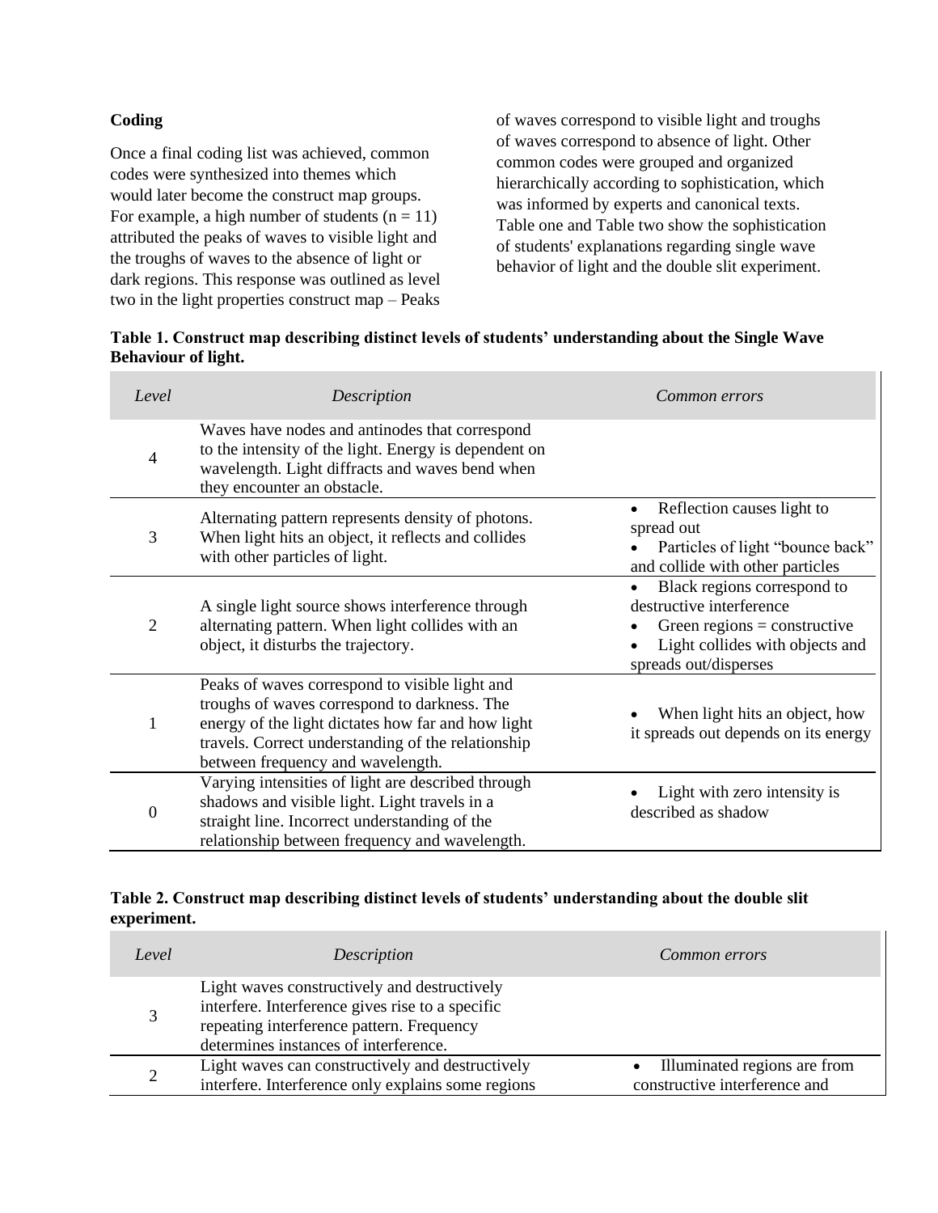### Coding

Once a final coding list was achieved, common codes were synthesized into themes which would later become the construct map groups. For example, a high number of students ($n = 11$) attributed the peaks of waves to visible light and the troughs of waves to the absence of light or dark regions. This response was outlined as level two in the light properties construct map – Peaks of waves correspond to visible light and troughs of waves correspond to absence of light. Other common codes were grouped and organized hierarchically according to sophistication, which was informed by experts and canonical texts. Table one and Table two show the sophistication of students' explanations regarding single wave behavior of light and the double slit experiment.

**Table 1. Construct map describing distinct levels of students' understanding about the Single Wave Behaviour of light.**

| *Level* | *Description* | *Common errors* |
|---|---|---|
| 4 | Waves have nodes and antinodes that correspond to the intensity of the light. Energy is dependent on wavelength. Light diffracts and waves bend when they encounter an obstacle. | |
| 3 | Alternating pattern represents density of photons. When light hits an object, it reflects and collides with other particles of light. | • Reflection causes light to spread out<br>• Particles of light "bounce back" and collide with other particles |
| 2 | A single light source shows interference through alternating pattern. When light collides with an object, it disturbs the trajectory. | • Black regions correspond to destructive interference<br>• Green regions = constructive<br>• Light collides with objects and spreads out/disperses |
| 1 | Peaks of waves correspond to visible light and troughs of waves correspond to darkness. The energy of the light dictates how far and how light travels. Correct understanding of the relationship between frequency and wavelength. | • When light hits an object, how it spreads out depends on its energy |
| 0 | Varying intensities of light are described through shadows and visible light. Light travels in a straight line. Incorrect understanding of the relationship between frequency and wavelength. | • Light with zero intensity is described as shadow |

**Table 2. Construct map describing distinct levels of students' understanding about the double slit experiment.**

| *Level* | *Description* | *Common errors* |
|---|---|---|
| 3 | Light waves constructively and destructively interfere. Interference gives rise to a specific repeating interference pattern. Frequency determines instances of interference. | |
| 2 | Light waves can constructively and destructively interfere. Interference only explains some regions | • Illuminated regions are from constructive interference and |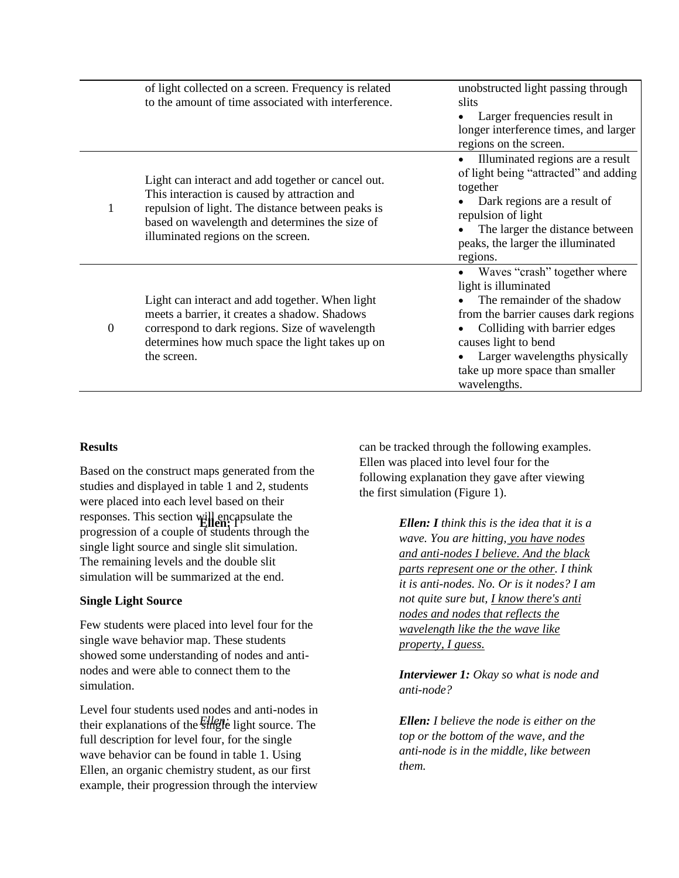| | | |
|---|---|---|
| | of light collected on a screen. Frequency is related to the amount of time associated with interference. | unobstructed light passing through slits<br>• Larger frequencies result in longer interference times, and larger regions on the screen. |
| 1 | Light can interact and add together or cancel out. This interaction is caused by attraction and repulsion of light. The distance between peaks is based on wavelength and determines the size of illuminated regions on the screen. | • Illuminated regions are a result of light being "attracted" and adding together<br>• Dark regions are a result of repulsion of light<br>• The larger the distance between peaks, the larger the illuminated regions. |
| 0 | Light can interact and add together. When light meets a barrier, it creates a shadow. Shadows correspond to dark regions. Size of wavelength determines how much space the light takes up on the screen. | • Waves "crash" together where light is illuminated<br>• The remainder of the shadow from the barrier causes dark regions<br>• Colliding with barrier edges causes light to bend<br>• Larger wavelengths physically take up more space than smaller wavelengths. |

**Results**

Based on the construct maps generated from the studies and displayed in table 1 and 2, students were placed into each level based on their responses. This section will encapsulate the progression of a couple of students through the single light source and single slit simulation. The remaining levels and the double slit simulation will be summarized at the end.

**Single Light Source**

Few students were placed into level four for the single wave behavior map. These students showed some understanding of nodes and anti-nodes and were able to connect them to the simulation.

Level four students used nodes and anti-nodes in their explanations of the single light source. The full description for level four, for the single wave behavior can be found in table 1. Using Ellen, an organic chemistry student, as our first example, their progression through the interview can be tracked through the following examples. Ellen was placed into level four for the following explanation they gave after viewing the first simulation (Figure 1).

> ***Ellen:*** *I think this is the idea that it is a wave. You are hitting, <u>you have nodes and anti-nodes I believe. And the black parts represent one or the other</u>. I think it is anti-nodes. No. Or is it nodes? I am not quite sure but, <u>I know there's anti nodes and nodes that reflects the wavelength like the the wave like property, I guess.</u>*
>
> ***Interviewer 1:*** *Okay so what is node and anti-node?*
>
> ***Ellen:*** *I believe the node is either on the top or the bottom of the wave, and the anti-node is in the middle, like between them.*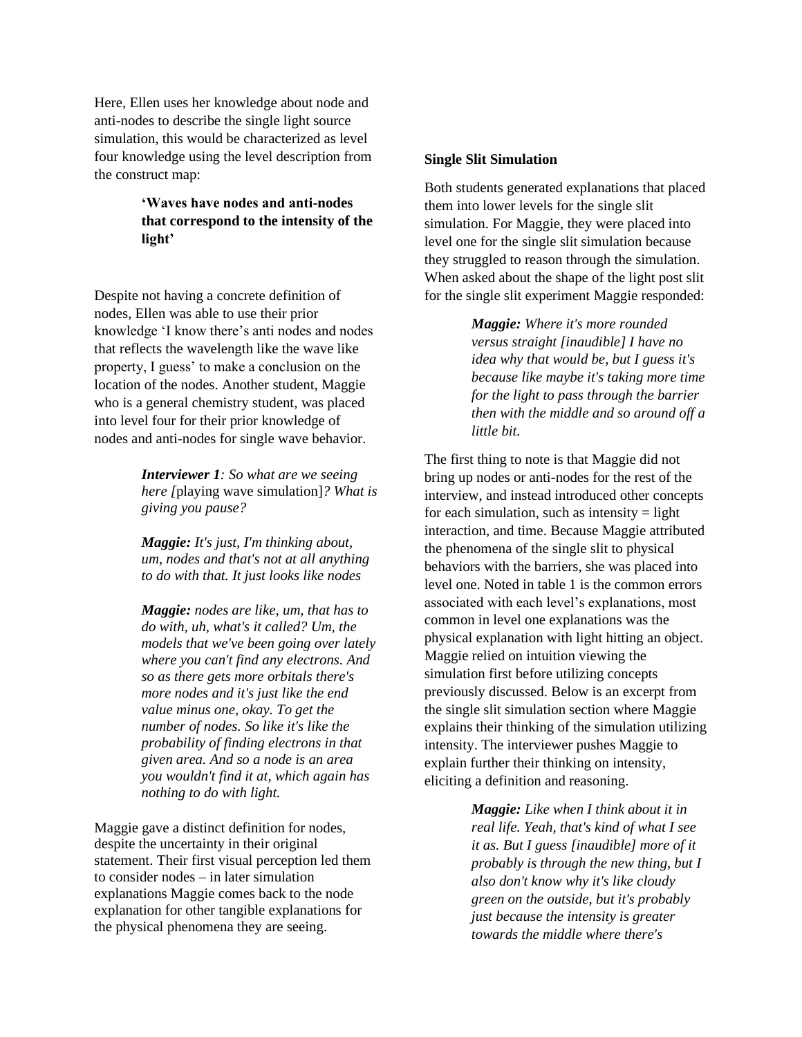Here, Ellen uses her knowledge about node and anti-nodes to describe the single light source simulation, this would be characterized as level four knowledge using the level description from the construct map:

> **'Waves have nodes and anti-nodes that correspond to the intensity of the light'**

Despite not having a concrete definition of nodes, Ellen was able to use their prior knowledge 'I know there's anti nodes and nodes that reflects the wavelength like the wave like property, I guess' to make a conclusion on the location of the nodes. Another student, Maggie who is a general chemistry student, was placed into level four for their prior knowledge of nodes and anti-nodes for single wave behavior.

> ***Interviewer 1**: So what are we seeing here [*playing wave simulation*]? What is giving you pause?*
>
> ***Maggie:** It's just, I'm thinking about, um, nodes and that's not at all anything to do with that. It just looks like nodes*
>
> ***Maggie:** nodes are like, um, that has to do with, uh, what's it called? Um, the models that we've been going over lately where you can't find any electrons. And so as there gets more orbitals there's more nodes and it's just like the end value minus one, okay. To get the number of nodes. So like it's like the probability of finding electrons in that given area. And so a node is an area you wouldn't find it at, which again has nothing to do with light.*

Maggie gave a distinct definition for nodes, despite the uncertainty in their original statement. Their first visual perception led them to consider nodes – in later simulation explanations Maggie comes back to the node explanation for other tangible explanations for the physical phenomena they are seeing.

**Single Slit Simulation**

Both students generated explanations that placed them into lower levels for the single slit simulation. For Maggie, they were placed into level one for the single slit simulation because they struggled to reason through the simulation. When asked about the shape of the light post slit for the single slit experiment Maggie responded:

> ***Maggie:** Where it's more rounded versus straight [inaudible] I have no idea why that would be, but I guess it's because like maybe it's taking more time for the light to pass through the barrier then with the middle and so around off a little bit.*

The first thing to note is that Maggie did not bring up nodes or anti-nodes for the rest of the interview, and instead introduced other concepts for each simulation, such as intensity = light interaction, and time. Because Maggie attributed the phenomena of the single slit to physical behaviors with the barriers, she was placed into level one. Noted in table 1 is the common errors associated with each level's explanations, most common in level one explanations was the physical explanation with light hitting an object. Maggie relied on intuition viewing the simulation first before utilizing concepts previously discussed. Below is an excerpt from the single slit simulation section where Maggie explains their thinking of the simulation utilizing intensity. The interviewer pushes Maggie to explain further their thinking on intensity, eliciting a definition and reasoning.

> ***Maggie:** Like when I think about it in real life. Yeah, that's kind of what I see it as. But I guess [inaudible] more of it probably is through the new thing, but I also don't know why it's like cloudy green on the outside, but it's probably just because the intensity is greater towards the middle where there's*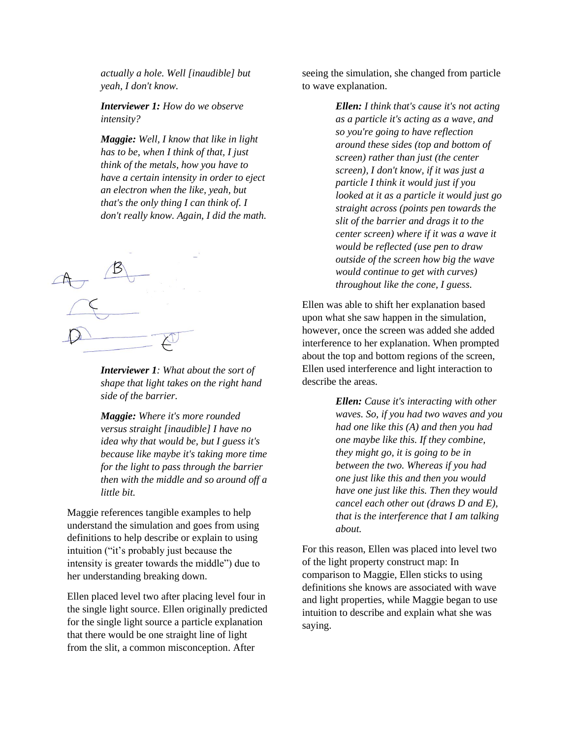*actually a hole. Well [inaudible] but yeah, I don't know.*

***Interviewer 1:*** *How do we observe intensity?*

***Maggie:*** *Well, I know that like in light has to be, when I think of that, I just think of the metals, how you have to have a certain intensity in order to eject an electron when the like, yeah, but that's the only thing I can think of. I don't really know. Again, I did the math.*

***Interviewer 1****: What about the sort of shape that light takes on the right hand side of the barrier.*

***Maggie:*** *Where it's more rounded versus straight [inaudible] I have no idea why that would be, but I guess it's because like maybe it's taking more time for the light to pass through the barrier then with the middle and so around off a little bit.*

Maggie references tangible examples to help understand the simulation and goes from using definitions to help describe or explain to using intuition ("it's probably just because the intensity is greater towards the middle") due to her understanding breaking down.

Ellen placed level two after placing level four in the single light source. Ellen originally predicted for the single light source a particle explanation that there would be one straight line of light from the slit, a common misconception. After seeing the simulation, she changed from particle to wave explanation.

***Ellen:*** *I think that's cause it's not acting as a particle it's acting as a wave, and so you're going to have reflection around these sides (top and bottom of screen) rather than just (the center screen), I don't know, if it was just a particle I think it would just if you looked at it as a particle it would just go straight across (points pen towards the slit of the barrier and drags it to the center screen) where if it was a wave it would be reflected (use pen to draw outside of the screen how big the wave would continue to get with curves) throughout like the cone, I guess.*

Ellen was able to shift her explanation based upon what she saw happen in the simulation, however, once the screen was added she added interference to her explanation. When prompted about the top and bottom regions of the screen, Ellen used interference and light interaction to describe the areas.

***Ellen:*** *Cause it's interacting with other waves. So, if you had two waves and you had one like this (A) and then you had one maybe like this. If they combine, they might go, it is going to be in between the two. Whereas if you had one just like this and then you would have one just like this. Then they would cancel each other out (draws D and E), that is the interference that I am talking about.*

For this reason, Ellen was placed into level two of the light property construct map: In comparison to Maggie, Ellen sticks to using definitions she knows are associated with wave and light properties, while Maggie began to use intuition to describe and explain what she was saying.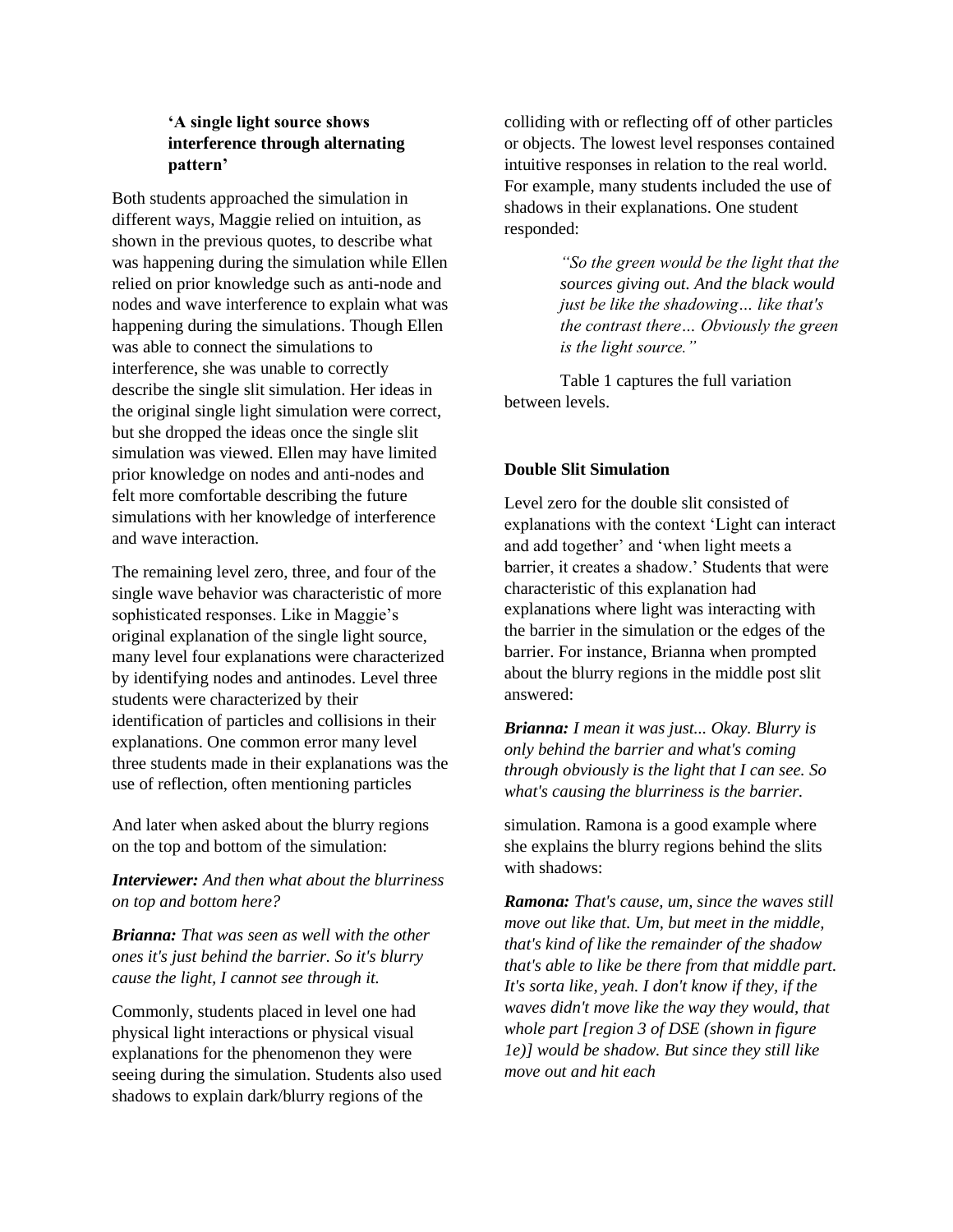**'A single light source shows interference through alternating pattern'**

Both students approached the simulation in different ways, Maggie relied on intuition, as shown in the previous quotes, to describe what was happening during the simulation while Ellen relied on prior knowledge such as anti-node and nodes and wave interference to explain what was happening during the simulations. Though Ellen was able to connect the simulations to interference, she was unable to correctly describe the single slit simulation. Her ideas in the original single light simulation were correct, but she dropped the ideas once the single slit simulation was viewed. Ellen may have limited prior knowledge on nodes and anti-nodes and felt more comfortable describing the future simulations with her knowledge of interference and wave interaction.

The remaining level zero, three, and four of the single wave behavior was characteristic of more sophisticated responses. Like in Maggie's original explanation of the single light source, many level four explanations were characterized by identifying nodes and antinodes. Level three students were characterized by their identification of particles and collisions in their explanations. One common error many level three students made in their explanations was the use of reflection, often mentioning particles colliding with or reflecting off of other particles or objects. The lowest level responses contained intuitive responses in relation to the real world. For example, many students included the use of shadows in their explanations. One student responded:

> *"So the green would be the light that the sources giving out. And the black would just be like the shadowing… like that's the contrast there… Obviously the green is the light source."*

Table 1 captures the full variation between levels.

### Double Slit Simulation

Level zero for the double slit consisted of explanations with the context 'Light can interact and add together' and 'when light meets a barrier, it creates a shadow.' Students that were characteristic of this explanation had explanations where light was interacting with the barrier in the simulation or the edges of the barrier. For instance, Brianna when prompted about the blurry regions in the middle post slit answered:

***Brianna:*** *I mean it was just... Okay. Blurry is only behind the barrier and what's coming through obviously is the light that I can see. So what's causing the blurriness is the barrier.*

And later when asked about the blurry regions on the top and bottom of the simulation:

***Interviewer:*** *And then what about the blurriness on top and bottom here?*

***Brianna:*** *That was seen as well with the other ones it's just behind the barrier. So it's blurry cause the light, I cannot see through it.*

Commonly, students placed in level one had physical light interactions or physical visual explanations for the phenomenon they were seeing during the simulation. Students also used shadows to explain dark/blurry regions of the simulation. Ramona is a good example where she explains the blurry regions behind the slits with shadows:

***Ramona:*** *That's cause, um, since the waves still move out like that. Um, but meet in the middle, that's kind of like the remainder of the shadow that's able to like be there from that middle part. It's sorta like, yeah. I don't know if they, if the waves didn't move like the way they would, that whole part [region 3 of DSE (shown in figure 1e)] would be shadow. But since they still like move out and hit each*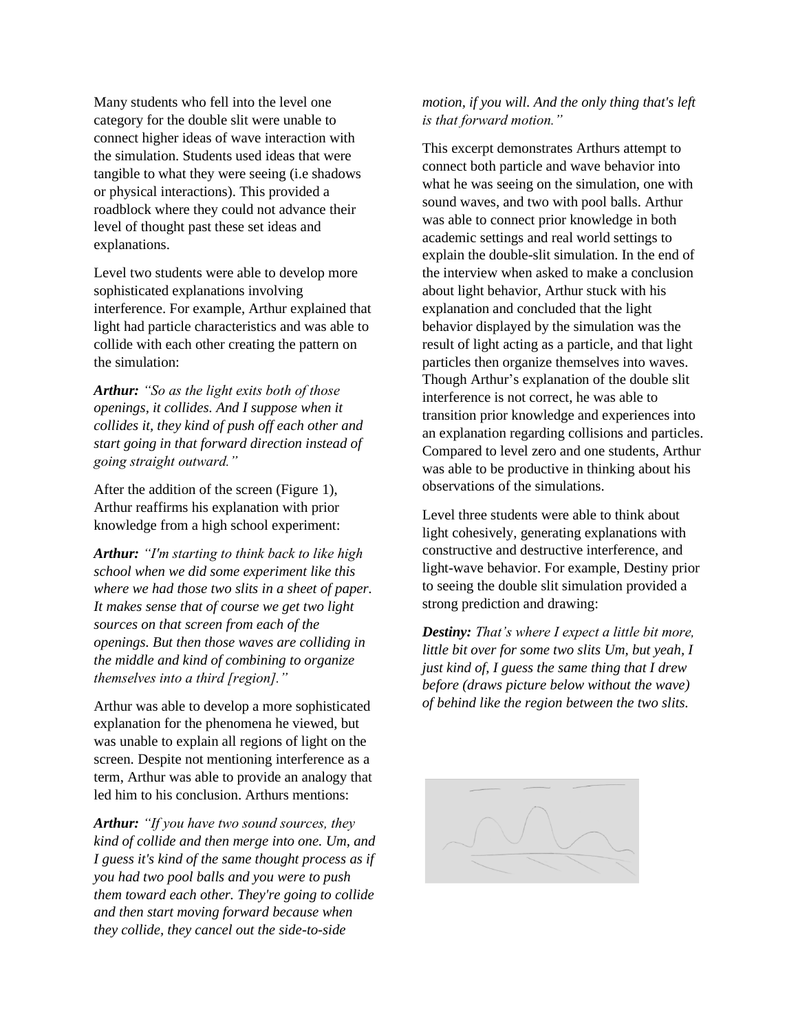Many students who fell into the level one category for the double slit were unable to connect higher ideas of wave interaction with the simulation. Students used ideas that were tangible to what they were seeing (i.e shadows or physical interactions). This provided a roadblock where they could not advance their level of thought past these set ideas and explanations.

Level two students were able to develop more sophisticated explanations involving interference. For example, Arthur explained that light had particle characteristics and was able to collide with each other creating the pattern on the simulation:

***Arthur:*** *"So as the light exits both of those openings, it collides. And I suppose when it collides it, they kind of push off each other and start going in that forward direction instead of going straight outward."*

After the addition of the screen (Figure 1), Arthur reaffirms his explanation with prior knowledge from a high school experiment:

***Arthur:*** *"I'm starting to think back to like high school when we did some experiment like this where we had those two slits in a sheet of paper. It makes sense that of course we get two light sources on that screen from each of the openings. But then those waves are colliding in the middle and kind of combining to organize themselves into a third [region]."*

Arthur was able to develop a more sophisticated explanation for the phenomena he viewed, but was unable to explain all regions of light on the screen. Despite not mentioning interference as a term, Arthur was able to provide an analogy that led him to his conclusion. Arthurs mentions:

***Arthur:*** *"If you have two sound sources, they kind of collide and then merge into one. Um, and I guess it's kind of the same thought process as if you had two pool balls and you were to push them toward each other. They're going to collide and then start moving forward because when they collide, they cancel out the side-to-side motion, if you will. And the only thing that's left is that forward motion."*

This excerpt demonstrates Arthurs attempt to connect both particle and wave behavior into what he was seeing on the simulation, one with sound waves, and two with pool balls. Arthur was able to connect prior knowledge in both academic settings and real world settings to explain the double-slit simulation. In the end of the interview when asked to make a conclusion about light behavior, Arthur stuck with his explanation and concluded that the light behavior displayed by the simulation was the result of light acting as a particle, and that light particles then organize themselves into waves. Though Arthur's explanation of the double slit interference is not correct, he was able to transition prior knowledge and experiences into an explanation regarding collisions and particles. Compared to level zero and one students, Arthur was able to be productive in thinking about his observations of the simulations.

Level three students were able to think about light cohesively, generating explanations with constructive and destructive interference, and light-wave behavior. For example, Destiny prior to seeing the double slit simulation provided a strong prediction and drawing:

***Destiny:*** *That's where I expect a little bit more, little bit over for some two slits Um, but yeah, I just kind of, I guess the same thing that I drew before (draws picture below without the wave) of behind like the region between the two slits.*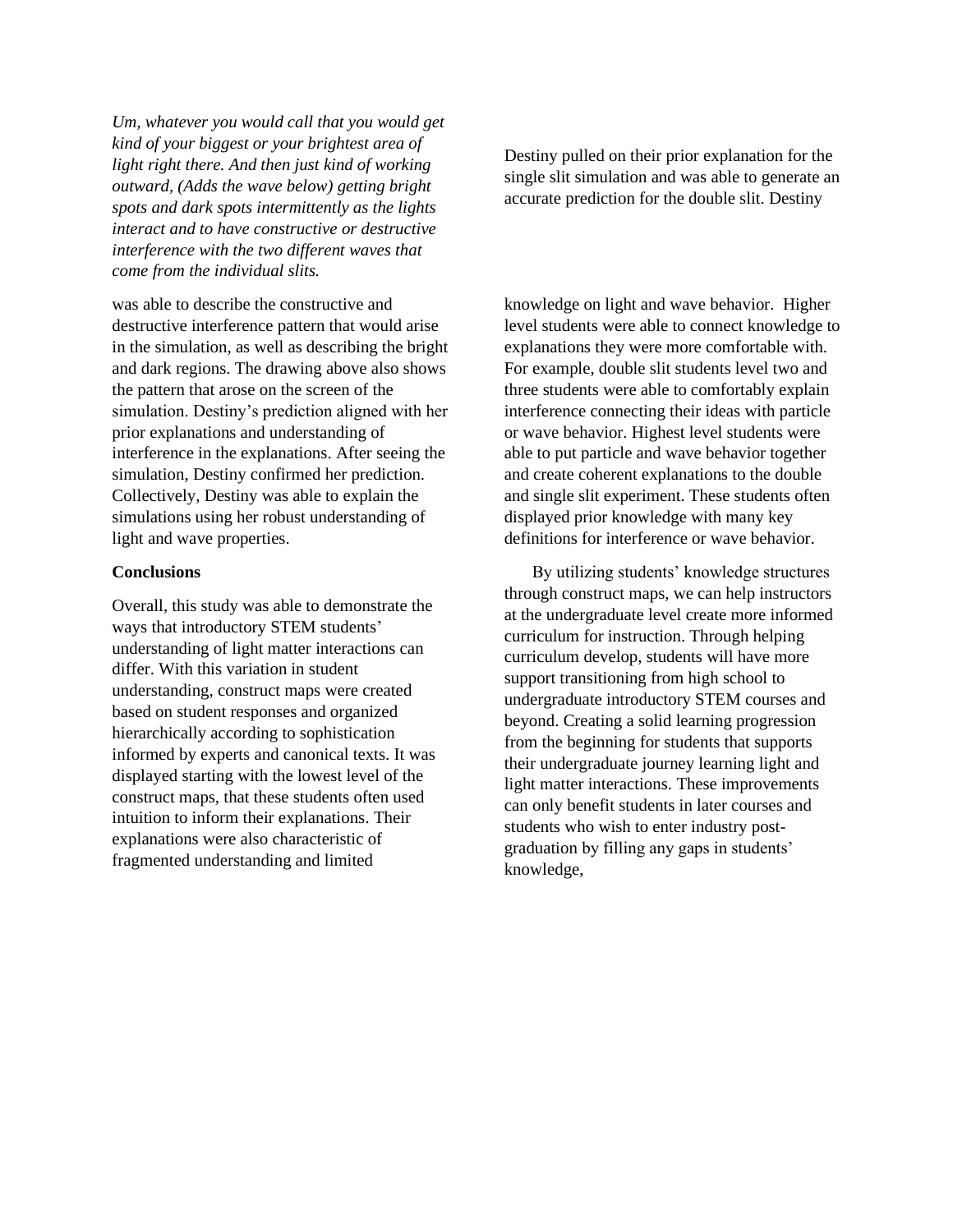*Um, whatever you would call that you would get kind of your biggest or your brightest area of light right there. And then just kind of working outward, (Adds the wave below) getting bright spots and dark spots intermittently as the lights interact and to have constructive or destructive interference with the two different waves that come from the individual slits.*

Destiny pulled on their prior explanation for the single slit simulation and was able to generate an accurate prediction for the double slit. Destiny was able to describe the constructive and destructive interference pattern that would arise in the simulation, as well as describing the bright and dark regions. The drawing above also shows the pattern that arose on the screen of the simulation. Destiny's prediction aligned with her prior explanations and understanding of interference in the explanations. After seeing the simulation, Destiny confirmed her prediction. Collectively, Destiny was able to explain the simulations using her robust understanding of light and wave properties.

**Conclusions**

Overall, this study was able to demonstrate the ways that introductory STEM students' understanding of light matter interactions can differ. With this variation in student understanding, construct maps were created based on student responses and organized hierarchically according to sophistication informed by experts and canonical texts. It was displayed starting with the lowest level of the construct maps, that these students often used intuition to inform their explanations. Their explanations were also characteristic of fragmented understanding and limited knowledge on light and wave behavior. Higher level students were able to connect knowledge to explanations they were more comfortable with. For example, double slit students level two and three students were able to comfortably explain interference connecting their ideas with particle or wave behavior. Highest level students were able to put particle and wave behavior together and create coherent explanations to the double and single slit experiment. These students often displayed prior knowledge with many key definitions for interference or wave behavior.

By utilizing students' knowledge structures through construct maps, we can help instructors at the undergraduate level create more informed curriculum for instruction. Through helping curriculum develop, students will have more support transitioning from high school to undergraduate introductory STEM courses and beyond. Creating a solid learning progression from the beginning for students that supports their undergraduate journey learning light and light matter interactions. These improvements can only benefit students in later courses and students who wish to enter industry post-graduation by filling any gaps in students' knowledge,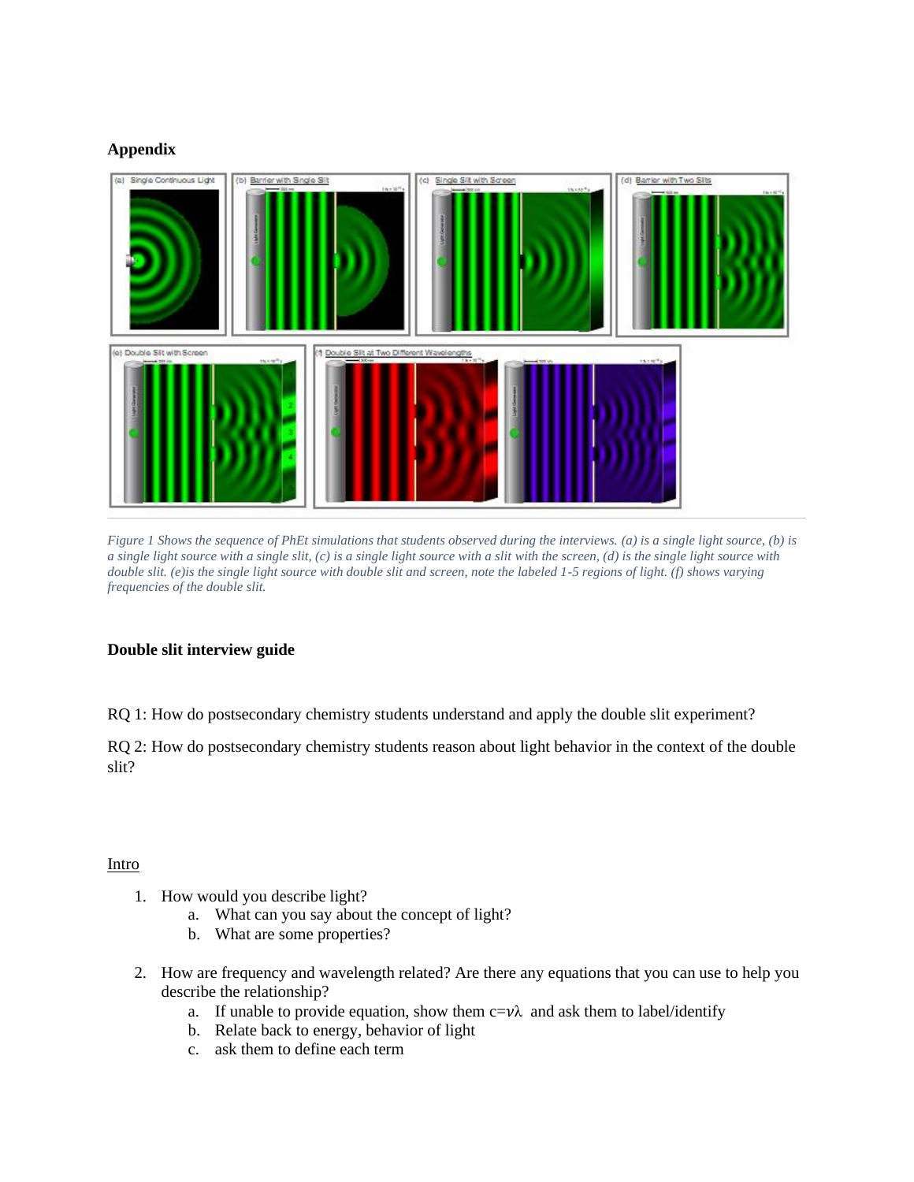## Appendix

*Figure 1 Shows the sequence of PhEt simulations that students observed during the interviews. (a) is a single light source, (b) is a single light source with a single slit, (c) is a single light source with a slit with the screen, (d) is the single light source with double slit. (e)is the single light source with double slit and screen, note the labeled 1-5 regions of light. (f) shows varying frequencies of the double slit.*

## Double slit interview guide

RQ 1: How do postsecondary chemistry students understand and apply the double slit experiment?

RQ 2: How do postsecondary chemistry students reason about light behavior in the context of the double slit?

<u>Intro</u>

1. How would you describe light?
   a. What can you say about the concept of light?
   b. What are some properties?

2. How are frequency and wavelength related? Are there any equations that you can use to help you describe the relationship?
   a. If unable to provide equation, show them $c=\nu\lambda$ and ask them to label/identify
   b. Relate back to energy, behavior of light
   c. ask them to define each term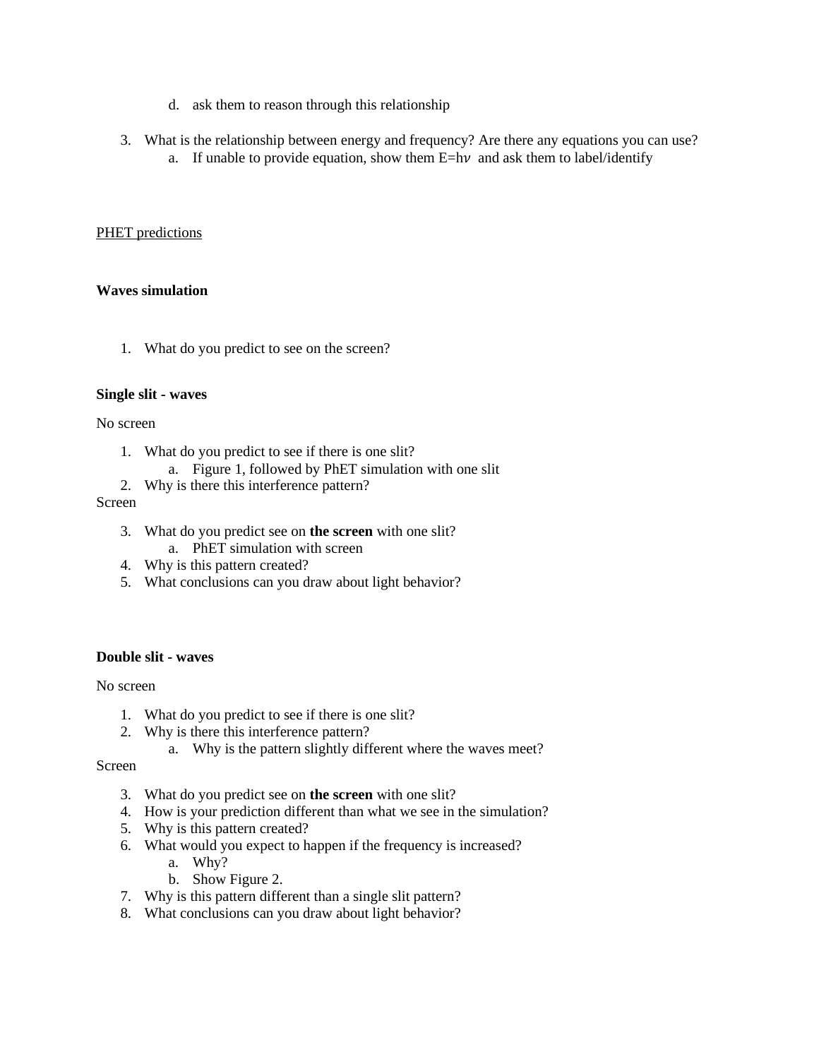d. ask them to reason through this relationship

3. What is the relationship between energy and frequency? Are there any equations you can use?
   a. If unable to provide equation, show them $E=h\nu$ and ask them to label/identify

<u>PHET predictions</u>

**Waves simulation**

1. What do you predict to see on the screen?

**Single slit - waves**

No screen

1. What do you predict to see if there is one slit?
   a. Figure 1, followed by PhET simulation with one slit
2. Why is there this interference pattern?

Screen

3. What do you predict see on **the screen** with one slit?
   a. PhET simulation with screen
4. Why is this pattern created?
5. What conclusions can you draw about light behavior?

**Double slit - waves**

No screen

1. What do you predict to see if there is one slit?
2. Why is there this interference pattern?
   a. Why is the pattern slightly different where the waves meet?

Screen

3. What do you predict see on **the screen** with one slit?
4. How is your prediction different than what we see in the simulation?
5. Why is this pattern created?
6. What would you expect to happen if the frequency is increased?
   a. Why?
   b. Show Figure 2.
7. Why is this pattern different than a single slit pattern?
8. What conclusions can you draw about light behavior?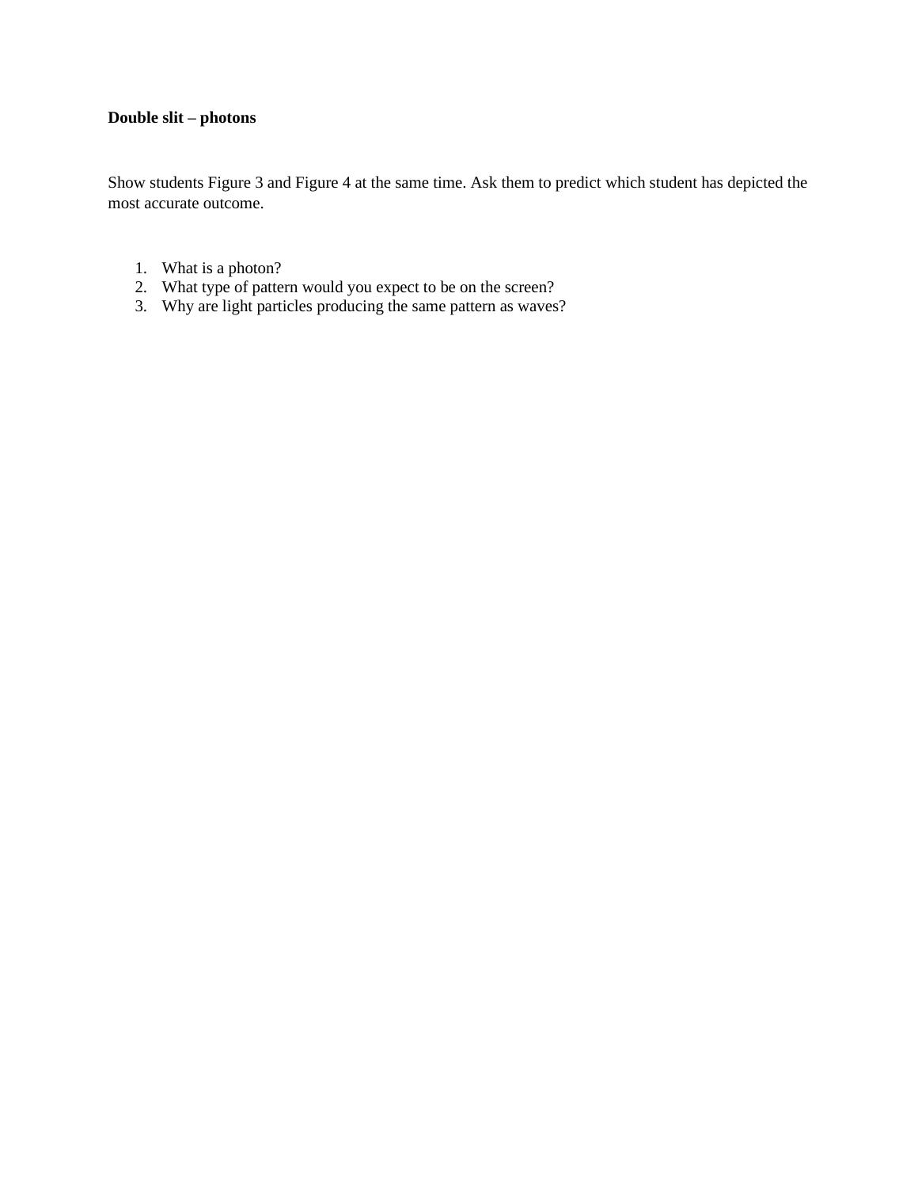**Double slit – photons**

Show students Figure 3 and Figure 4 at the same time. Ask them to predict which student has depicted the most accurate outcome.

1. What is a photon?
2. What type of pattern would you expect to be on the screen?
3. Why are light particles producing the same pattern as waves?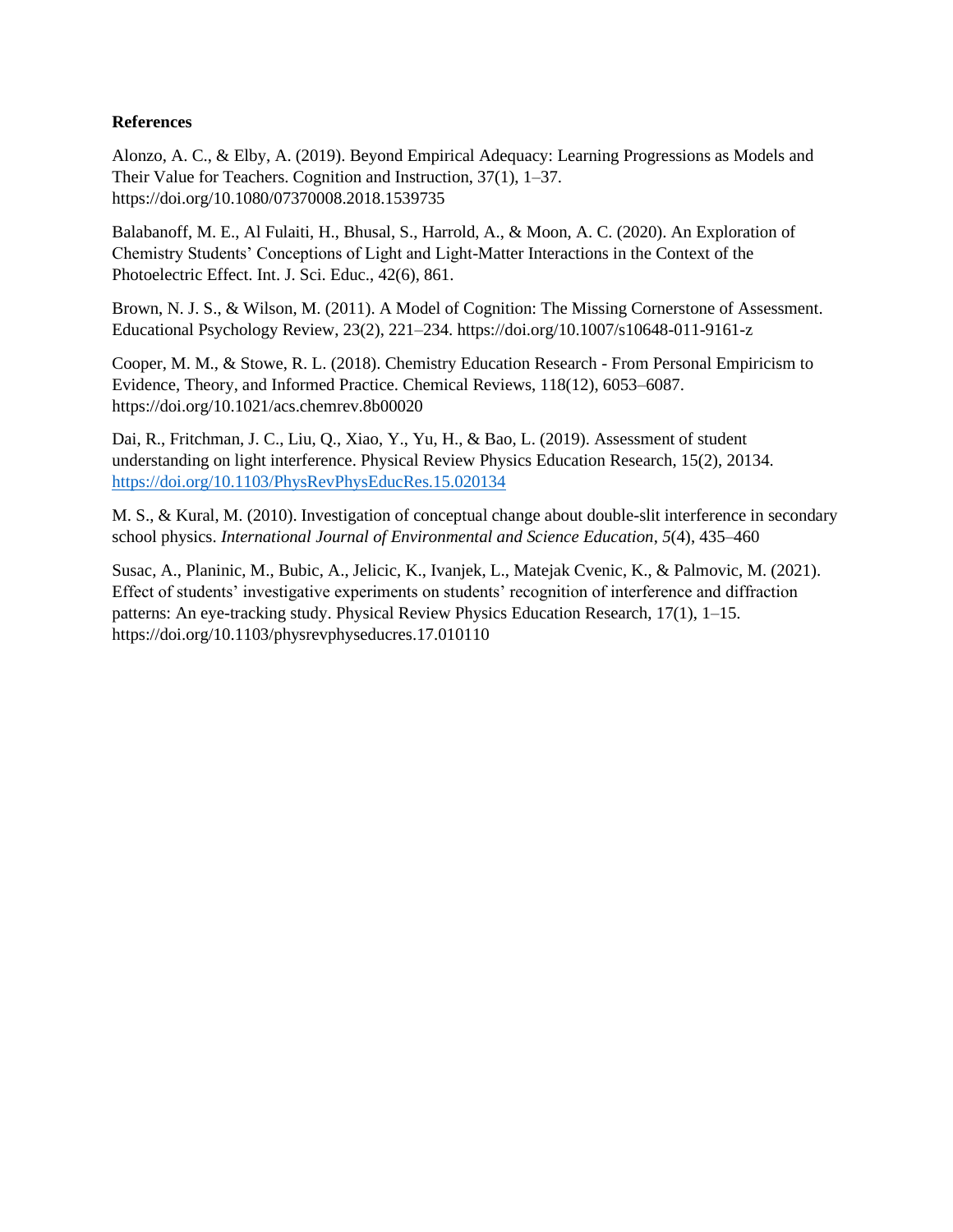**References**

Alonzo, A. C., & Elby, A. (2019). Beyond Empirical Adequacy: Learning Progressions as Models and Their Value for Teachers. Cognition and Instruction, 37(1), 1–37. https://doi.org/10.1080/07370008.2018.1539735

Balabanoff, M. E., Al Fulaiti, H., Bhusal, S., Harrold, A., & Moon, A. C. (2020). An Exploration of Chemistry Students' Conceptions of Light and Light-Matter Interactions in the Context of the Photoelectric Effect. Int. J. Sci. Educ., 42(6), 861.

Brown, N. J. S., & Wilson, M. (2011). A Model of Cognition: The Missing Cornerstone of Assessment. Educational Psychology Review, 23(2), 221–234. https://doi.org/10.1007/s10648-011-9161-z

Cooper, M. M., & Stowe, R. L. (2018). Chemistry Education Research - From Personal Empiricism to Evidence, Theory, and Informed Practice. Chemical Reviews, 118(12), 6053–6087. https://doi.org/10.1021/acs.chemrev.8b00020

Dai, R., Fritchman, J. C., Liu, Q., Xiao, Y., Yu, H., & Bao, L. (2019). Assessment of student understanding on light interference. Physical Review Physics Education Research, 15(2), 20134. https://doi.org/10.1103/PhysRevPhysEducRes.15.020134

M. S., & Kural, M. (2010). Investigation of conceptual change about double-slit interference in secondary school physics. *International Journal of Environmental and Science Education*, *5*(4), 435–460

Susac, A., Planinic, M., Bubic, A., Jelicic, K., Ivanjek, L., Matejak Cvenic, K., & Palmovic, M. (2021). Effect of students' investigative experiments on students' recognition of interference and diffraction patterns: An eye-tracking study. Physical Review Physics Education Research, 17(1), 1–15. https://doi.org/10.1103/physrevphyseducres.17.010110